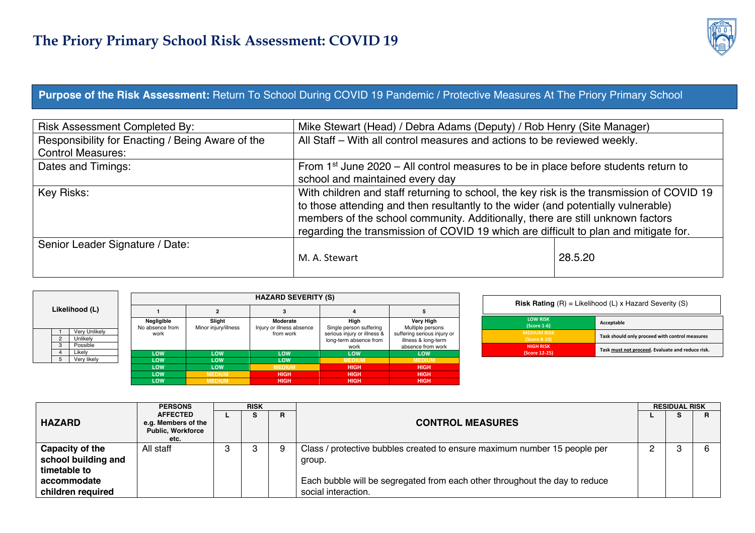# The Priory Primary School Risk Assessment: COVID 19

**Purpose of the Risk Assessment:** Return To School During COVID 19 Pandemic / Protective Measures At The Priory Primary School

| | | |
|---|---|---|
| Risk Assessment Completed By: | Mike Stewart (Head) / Debra Adams (Deputy) / Rob Henry (Site Manager) | |
| Responsibility for Enacting / Being Aware of the Control Measures: | All Staff – With all control measures and actions to be reviewed weekly. | |
| Dates and Timings: | From 1st June 2020 – All control measures to be in place before students return to school and maintained every day | |
| Key Risks: | With children and staff returning to school, the key risk is the transmission of COVID 19 to those attending and then resultantly to the wider (and potentially vulnerable) members of the school community. Additionally, there are still unknown factors regarding the transmission of COVID 19 which are difficult to plan and mitigate for. | |
| Senior Leader Signature / Date: | M. A. Stewart | 28.5.20 |

| Likelihood (L) | |
|---|---|
| 1 | Very Unlikely |
| 2 | Unlikely |
| 3 | Possible |
| 4 | Likely |
| 5 | Very likely |

| HAZARD SEVERITY (S) | | | | |
|---|---|---|---|---|
| 1 | 2 | 3 | 4 | 5 |
| **Negligible** No absence from work | **Slight** Minor injury/illness | **Moderate** Injury or illness absence from work | **High** Single person suffering serious injury or illness & long-term absence from work | **Very High** Multiple persons suffering serious injury or illness & long-term absence from work |
| LOW | LOW | LOW | LOW | LOW |
| LOW | LOW | LOW | MEDIUM | MEDIUM |
| LOW | LOW | MEDIUM | HIGH | HIGH |
| LOW | MEDIUM | HIGH | HIGH | HIGH |
| LOW | MEDIUM | HIGH | HIGH | HIGH |

**Risk Rating** (R) = Likelihood (L) x Hazard Severity (S)

| | |
|---|---|
| LOW RISK (Score 1-6) | Acceptable |
| MEDIUM RISK (Score 8-10) | Task should only proceed with control measures |
| HIGH RISK (Score 12-25) | Task must not proceed. Evaluate and reduce risk. |

| HAZARD | PERSONS AFFECTED e.g. Members of the Public, Workforce etc. | RISK | | | CONTROL MEASURES | RESIDUAL RISK | | |
|---|---|---|---|---|---|---|---|---|
| | | L | S | R | | L | S | R |
| **Capacity of the school building and timetable to accommodate children required** | All staff | 3 | 3 | 9 | Class / protective bubbles created to ensure maximum number 15 people per group.<br><br>Each bubble will be segregated from each other throughout the day to reduce social interaction. | 2 | 3 | 6 |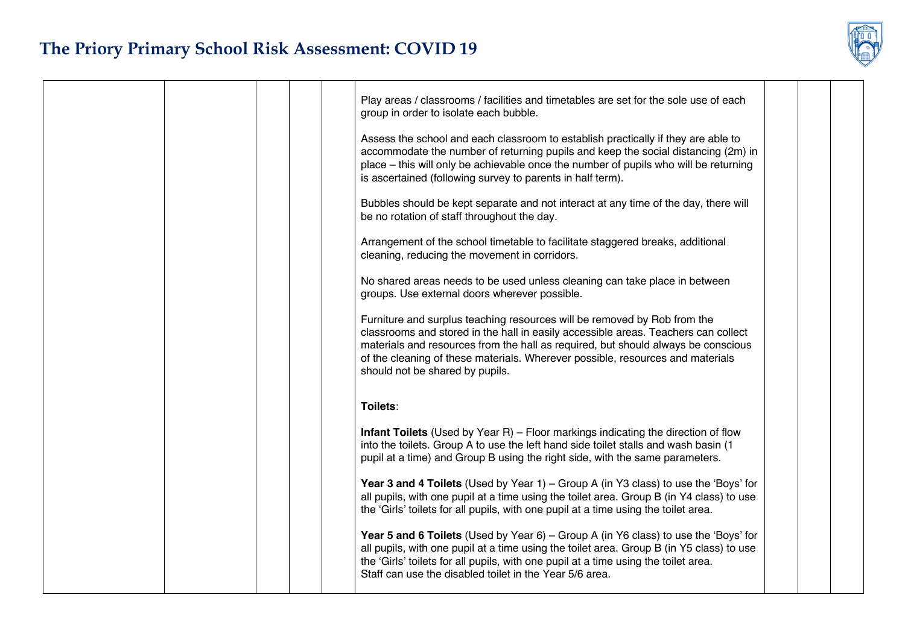| | | | | | | | | |
|---|---|---|---|---|---|---|---|---|
| | | | | | Play areas / classrooms / facilities and timetables are set for the sole use of each group in order to isolate each bubble.<br><br>Assess the school and each classroom to establish practically if they are able to accommodate the number of returning pupils and keep the social distancing (2m) in place – this will only be achievable once the number of pupils who will be returning is ascertained (following survey to parents in half term).<br><br>Bubbles should be kept separate and not interact at any time of the day, there will be no rotation of staff throughout the day.<br><br>Arrangement of the school timetable to facilitate staggered breaks, additional cleaning, reducing the movement in corridors.<br><br>No shared areas needs to be used unless cleaning can take place in between groups. Use external doors wherever possible.<br><br>Furniture and surplus teaching resources will be removed by Rob from the classrooms and stored in the hall in easily accessible areas. Teachers can collect materials and resources from the hall as required, but should always be conscious of the cleaning of these materials. Wherever possible, resources and materials should not be shared by pupils.<br><br>**Toilets**:<br><br>**Infant Toilets** (Used by Year R) – Floor markings indicating the direction of flow into the toilets. Group A to use the left hand side toilet stalls and wash basin (1 pupil at a time) and Group B using the right side, with the same parameters.<br><br>**Year 3 and 4 Toilets** (Used by Year 1) – Group A (in Y3 class) to use the 'Boys' for all pupils, with one pupil at a time using the toilet area. Group B (in Y4 class) to use the 'Girls' toilets for all pupils, with one pupil at a time using the toilet area.<br><br>**Year 5 and 6 Toilets** (Used by Year 6) – Group A (in Y6 class) to use the 'Boys' for all pupils, with one pupil at a time using the toilet area. Group B (in Y5 class) to use the 'Girls' toilets for all pupils, with one pupil at a time using the toilet area.<br>Staff can use the disabled toilet in the Year 5/6 area. | | | |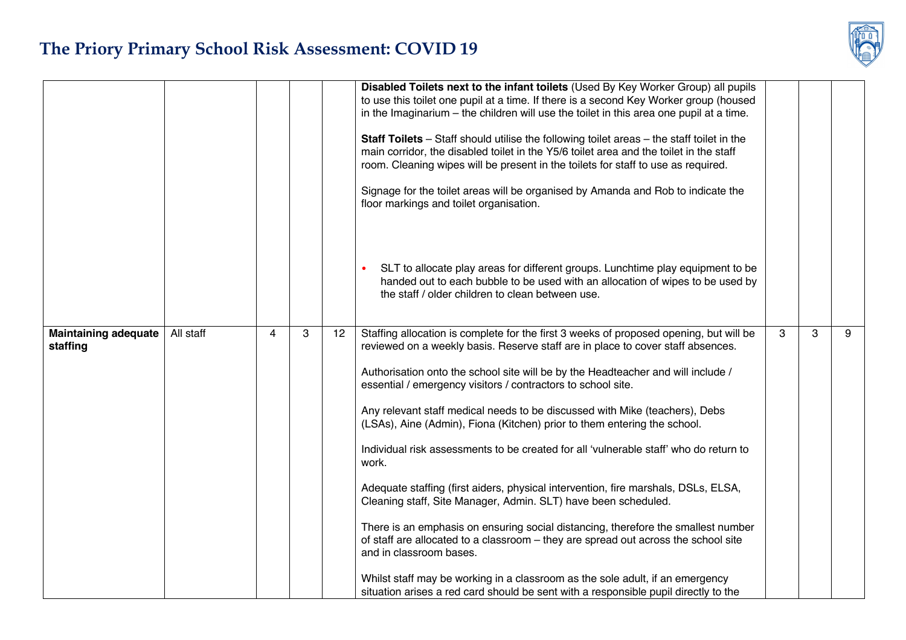| | | | | | | | | |
|---|---|---|---|---|---|---|---|---|
| | | | | | **Disabled Toilets next to the infant toilets** (Used By Key Worker Group) all pupils to use this toilet one pupil at a time. If there is a second Key Worker group (housed in the Imaginarium – the children will use the toilet in this area one pupil at a time.<br><br>**Staff Toilets** – Staff should utilise the following toilet areas – the staff toilet in the main corridor, the disabled toilet in the Y5/6 toilet area and the toilet in the staff room. Cleaning wipes will be present in the toilets for staff to use as required.<br><br>Signage for the toilet areas will be organised by Amanda and Rob to indicate the floor markings and toilet organisation.<br><br>• SLT to allocate play areas for different groups. Lunchtime play equipment to be handed out to each bubble to be used with an allocation of wipes to be used by the staff / older children to clean between use. | | | |
| **Maintaining adequate staffing** | All staff | 4 | 3 | 12 | Staffing allocation is complete for the first 3 weeks of proposed opening, but will be reviewed on a weekly basis. Reserve staff are in place to cover staff absences.<br><br>Authorisation onto the school site will be by the Headteacher and will include / essential / emergency visitors / contractors to school site.<br><br>Any relevant staff medical needs to be discussed with Mike (teachers), Debs (LSAs), Aine (Admin), Fiona (Kitchen) prior to them entering the school.<br><br>Individual risk assessments to be created for all 'vulnerable staff' who do return to work.<br><br>Adequate staffing (first aiders, physical intervention, fire marshals, DSLs, ELSA, Cleaning staff, Site Manager, Admin. SLT) have been scheduled.<br><br>There is an emphasis on ensuring social distancing, therefore the smallest number of staff are allocated to a classroom – they are spread out across the school site and in classroom bases.<br><br>Whilst staff may be working in a classroom as the sole adult, if an emergency situation arises a red card should be sent with a responsible pupil directly to the | 3 | 3 | 9 |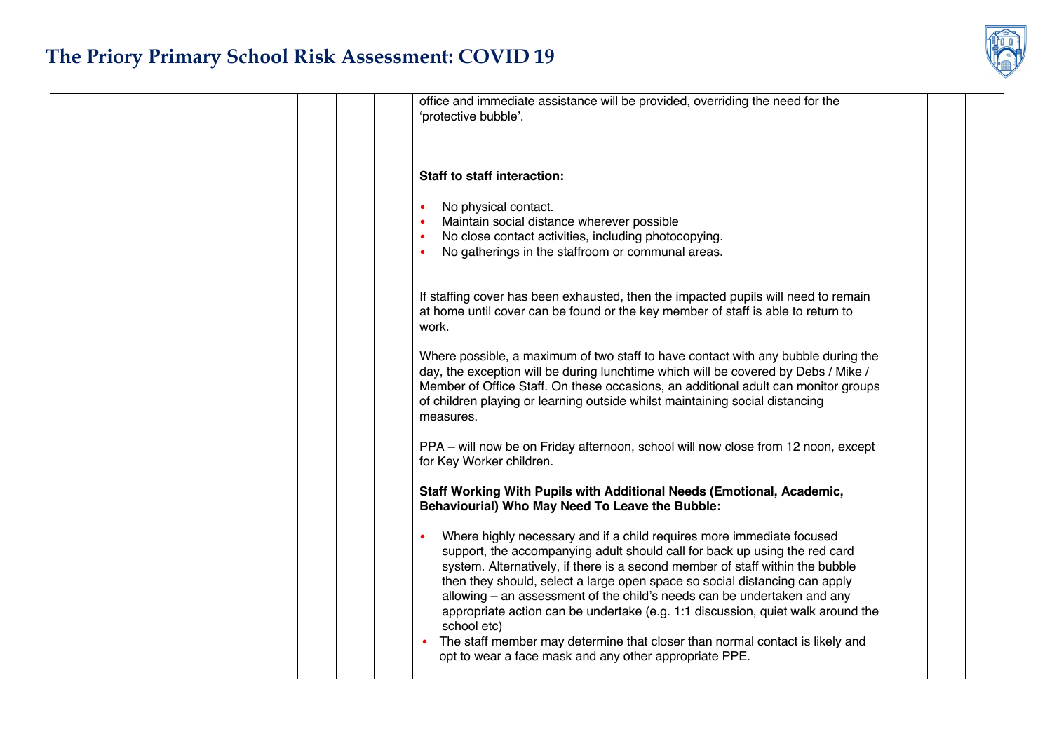| | | | | | | | | |
|---|---|---|---|---|---|---|---|---|
| | | | | | office and immediate assistance will be provided, overriding the need for the 'protective bubble'.<br><br>**Staff to staff interaction:**<br><br>• No physical contact.<br>• Maintain social distance wherever possible<br>• No close contact activities, including photocopying.<br>• No gatherings in the staffroom or communal areas.<br><br>If staffing cover has been exhausted, then the impacted pupils will need to remain at home until cover can be found or the key member of staff is able to return to work.<br><br>Where possible, a maximum of two staff to have contact with any bubble during the day, the exception will be during lunchtime which will be covered by Debs / Mike / Member of Office Staff. On these occasions, an additional adult can monitor groups of children playing or learning outside whilst maintaining social distancing measures.<br><br>PPA – will now be on Friday afternoon, school will now close from 12 noon, except for Key Worker children.<br><br>**Staff Working With Pupils with Additional Needs (Emotional, Academic, Behaviourial) Who May Need To Leave the Bubble:**<br><br>• Where highly necessary and if a child requires more immediate focused support, the accompanying adult should call for back up using the red card system. Alternatively, if there is a second member of staff within the bubble then they should, select a large open space so social distancing can apply allowing – an assessment of the child's needs can be undertaken and any appropriate action can be undertake (e.g. 1:1 discussion, quiet walk around the school etc)<br>• The staff member may determine that closer than normal contact is likely and opt to wear a face mask and any other appropriate PPE. | | | |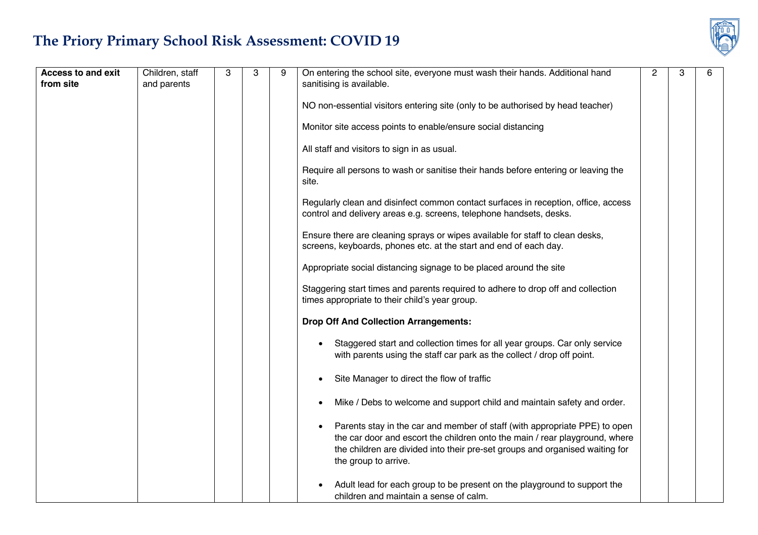| Access to and exit from site | Children, staff and parents | 3 | 3 | 9 | On entering the school site, everyone must wash their hands. Additional hand sanitising is available.<br><br>NO non-essential visitors entering site (only to be authorised by head teacher)<br><br>Monitor site access points to enable/ensure social distancing<br><br>All staff and visitors to sign in as usual.<br><br>Require all persons to wash or sanitise their hands before entering or leaving the site.<br><br>Regularly clean and disinfect common contact surfaces in reception, office, access control and delivery areas e.g. screens, telephone handsets, desks.<br><br>Ensure there are cleaning sprays or wipes available for staff to clean desks, screens, keyboards, phones etc. at the start and end of each day.<br><br>Appropriate social distancing signage to be placed around the site<br><br>Staggering start times and parents required to adhere to drop off and collection times appropriate to their child's year group.<br><br>**Drop Off And Collection Arrangements:**<br><br>• Staggered start and collection times for all year groups. Car only service with parents using the staff car park as the collect / drop off point.<br><br>• Site Manager to direct the flow of traffic<br><br>• Mike / Debs to welcome and support child and maintain safety and order.<br><br>• Parents stay in the car and member of staff (with appropriate PPE) to open the car door and escort the children onto the main / rear playground, where the children are divided into their pre-set groups and organised waiting for the group to arrive.<br><br>• Adult lead for each group to be present on the playground to support the children and maintain a sense of calm. | 2 | 3 | 6 |
|---|---|---|---|---|---|---|---|---|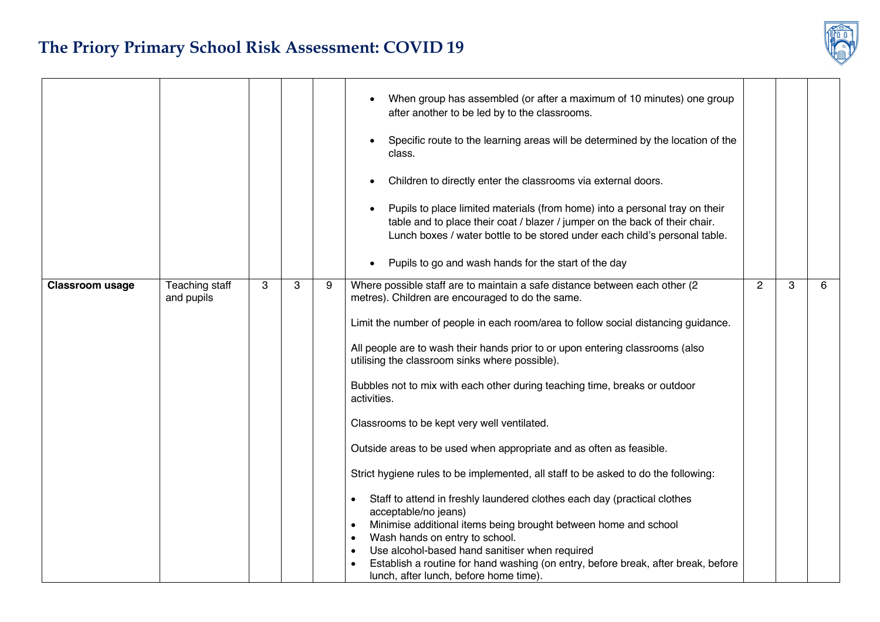# The Priory Primary School Risk Assessment: COVID 19

| | | | | | | | | |
|---|---|---|---|---|---|---|---|---|
| | | | | | • When group has assembled (or after a maximum of 10 minutes) one group after another to be led by to the classrooms.<br><br>• Specific route to the learning areas will be determined by the location of the class.<br><br>• Children to directly enter the classrooms via external doors.<br><br>• Pupils to place limited materials (from home) into a personal tray on their table and to place their coat / blazer / jumper on the back of their chair. Lunch boxes / water bottle to be stored under each child's personal table.<br><br>• Pupils to go and wash hands for the start of the day | | | |
| **Classroom usage** | Teaching staff and pupils | 3 | 3 | 9 | Where possible staff are to maintain a safe distance between each other (2 metres). Children are encouraged to do the same.<br><br>Limit the number of people in each room/area to follow social distancing guidance.<br><br>All people are to wash their hands prior to or upon entering classrooms (also utilising the classroom sinks where possible).<br><br>Bubbles not to mix with each other during teaching time, breaks or outdoor activities.<br><br>Classrooms to be kept very well ventilated.<br><br>Outside areas to be used when appropriate and as often as feasible.<br><br>Strict hygiene rules to be implemented, all staff to be asked to do the following:<br><br>• Staff to attend in freshly laundered clothes each day (practical clothes acceptable/no jeans)<br>• Minimise additional items being brought between home and school<br>• Wash hands on entry to school.<br>• Use alcohol-based hand sanitiser when required<br>• Establish a routine for hand washing (on entry, before break, after break, before lunch, after lunch, before home time). | 2 | 3 | 6 |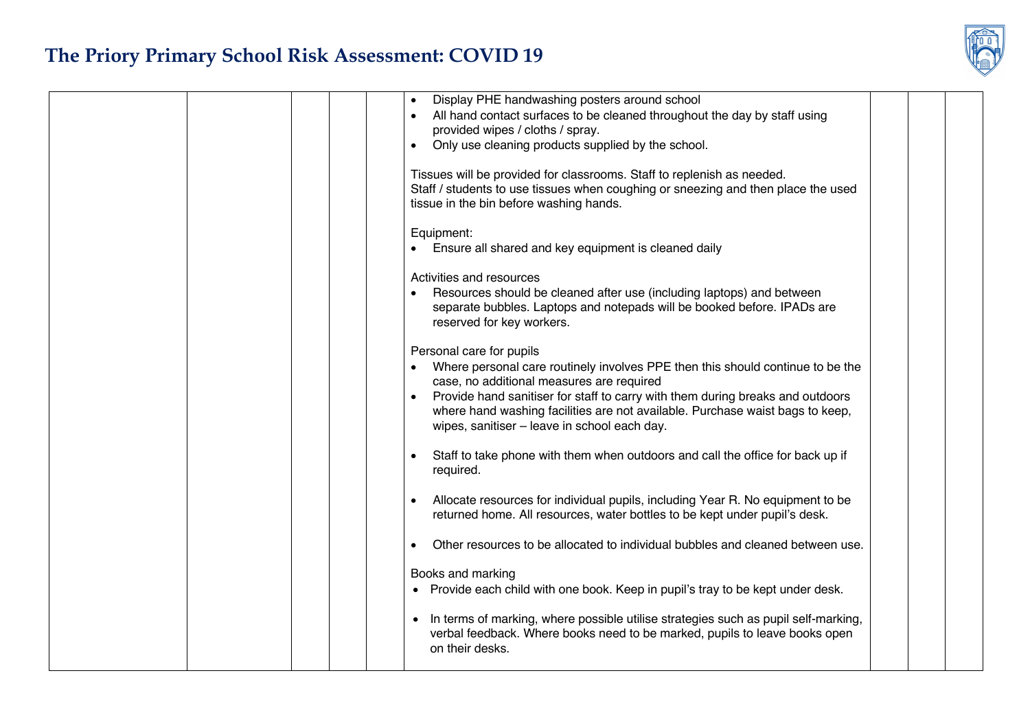| | | | | | | | | |
|---|---|---|---|---|---|---|---|---|
| | | | | | • Display PHE handwashing posters around school<br>• All hand contact surfaces to be cleaned throughout the day by staff using provided wipes / cloths / spray.<br>• Only use cleaning products supplied by the school.<br><br>Tissues will be provided for classrooms. Staff to replenish as needed.<br>Staff / students to use tissues when coughing or sneezing and then place the used tissue in the bin before washing hands.<br><br>Equipment:<br>• Ensure all shared and key equipment is cleaned daily<br><br>Activities and resources<br>• Resources should be cleaned after use (including laptops) and between separate bubbles. Laptops and notepads will be booked before. IPADs are reserved for key workers.<br><br>Personal care for pupils<br>• Where personal care routinely involves PPE then this should continue to be the case, no additional measures are required<br>• Provide hand sanitiser for staff to carry with them during breaks and outdoors where hand washing facilities are not available. Purchase waist bags to keep, wipes, sanitiser – leave in school each day.<br><br>• Staff to take phone with them when outdoors and call the office for back up if required.<br><br>• Allocate resources for individual pupils, including Year R. No equipment to be returned home. All resources, water bottles to be kept under pupil's desk.<br><br>• Other resources to be allocated to individual bubbles and cleaned between use.<br><br>Books and marking<br>• Provide each child with one book. Keep in pupil's tray to be kept under desk.<br><br>• In terms of marking, where possible utilise strategies such as pupil self-marking, verbal feedback. Where books need to be marked, pupils to leave books open on their desks. | | | |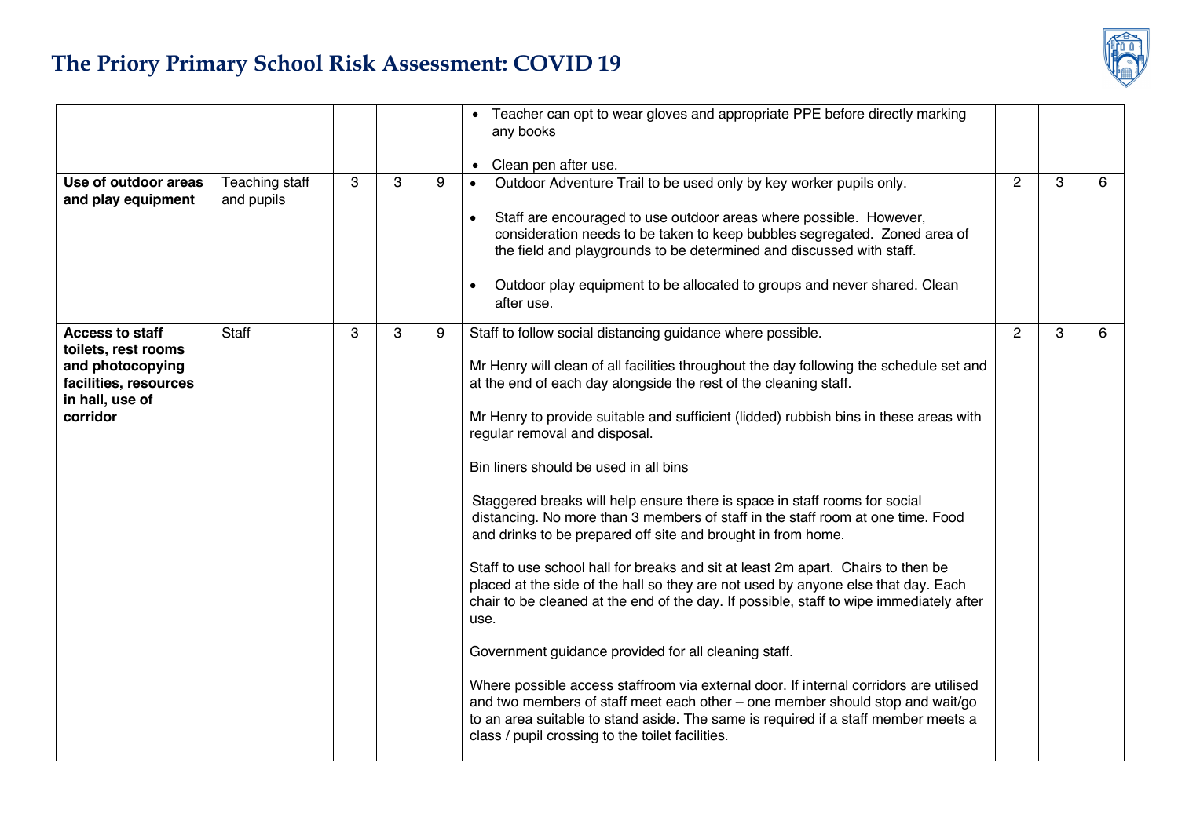# The Priory Primary School Risk Assessment: COVID 19

| | | | | | | | | |
|---|---|---|---|---|---|---|---|---|
| | | | | | • Teacher can opt to wear gloves and appropriate PPE before directly marking any books<br><br>• Clean pen after use. | | | |
| **Use of outdoor areas and play equipment** | Teaching staff and pupils | 3 | 3 | 9 | • Outdoor Adventure Trail to be used only by key worker pupils only.<br><br>• Staff are encouraged to use outdoor areas where possible. However, consideration needs to be taken to keep bubbles segregated. Zoned area of the field and playgrounds to be determined and discussed with staff.<br><br>• Outdoor play equipment to be allocated to groups and never shared. Clean after use. | 2 | 3 | 6 |
| **Access to staff toilets, rest rooms and photocopying facilities, resources in hall, use of corridor** | Staff | 3 | 3 | 9 | Staff to follow social distancing guidance where possible.<br><br>Mr Henry will clean of all facilities throughout the day following the schedule set and at the end of each day alongside the rest of the cleaning staff.<br><br>Mr Henry to provide suitable and sufficient (lidded) rubbish bins in these areas with regular removal and disposal.<br><br>Bin liners should be used in all bins<br><br>Staggered breaks will help ensure there is space in staff rooms for social distancing. No more than 3 members of staff in the staff room at one time. Food and drinks to be prepared off site and brought in from home.<br><br>Staff to use school hall for breaks and sit at least 2m apart. Chairs to then be placed at the side of the hall so they are not used by anyone else that day. Each chair to be cleaned at the end of the day. If possible, staff to wipe immediately after use.<br><br>Government guidance provided for all cleaning staff.<br><br>Where possible access staffroom via external door. If internal corridors are utilised and two members of staff meet each other – one member should stop and wait/go to an area suitable to stand aside. The same is required if a staff member meets a class / pupil crossing to the toilet facilities. | 2 | 3 | 6 |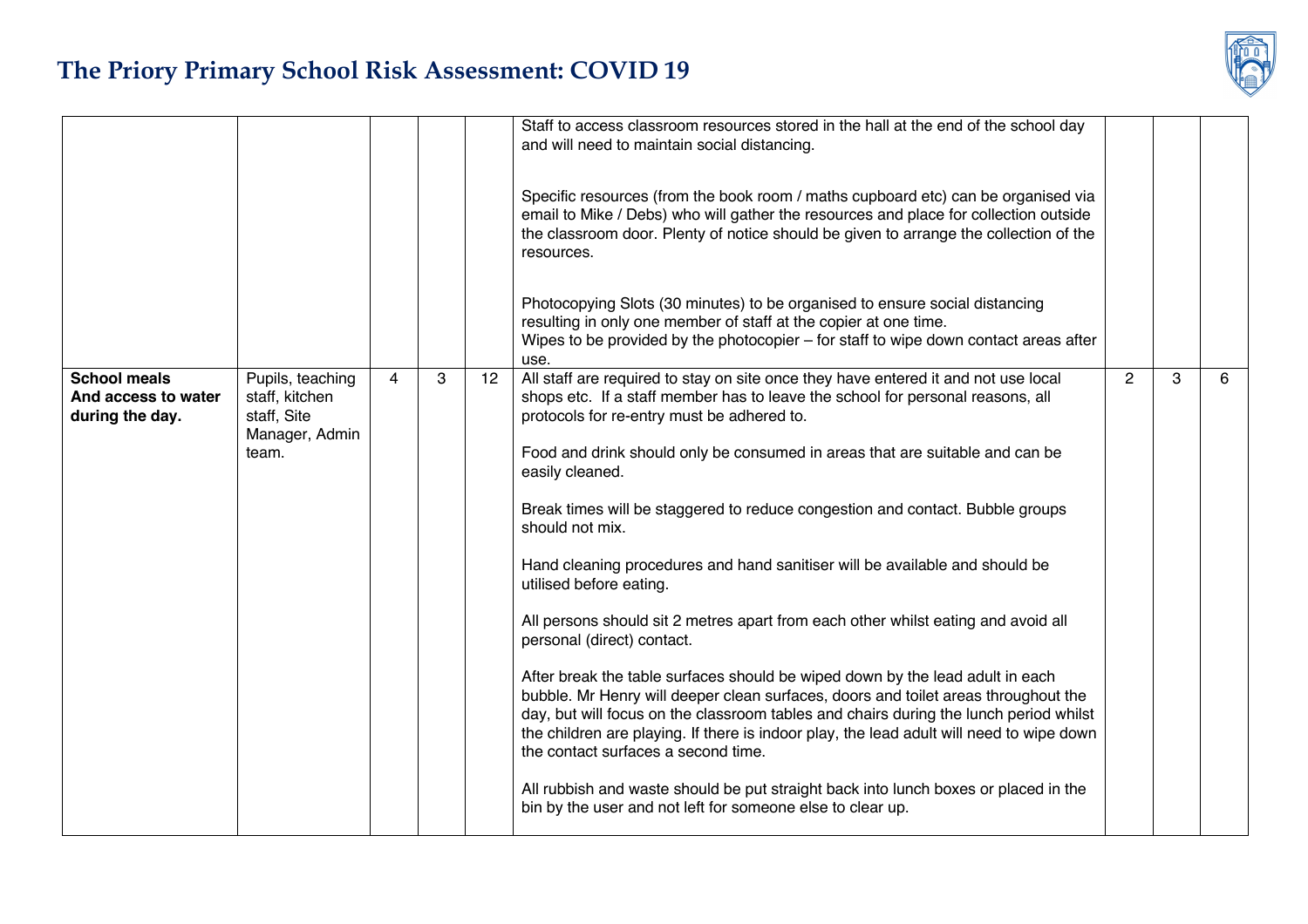# The Priory Primary School Risk Assessment: COVID 19

| | | | | | | | | |
|---|---|---|---|---|---|---|---|---|
| | | | | | Staff to access classroom resources stored in the hall at the end of the school day and will need to maintain social distancing.<br><br>Specific resources (from the book room / maths cupboard etc) can be organised via email to Mike / Debs) who will gather the resources and place for collection outside the classroom door. Plenty of notice should be given to arrange the collection of the resources.<br><br>Photocopying Slots (30 minutes) to be organised to ensure social distancing resulting in only one member of staff at the copier at one time.<br>Wipes to be provided by the photocopier – for staff to wipe down contact areas after use. | | | |
| **School meals And access to water during the day.** | Pupils, teaching staff, kitchen staff, Site Manager, Admin team. | 4 | 3 | 12 | All staff are required to stay on site once they have entered it and not use local shops etc. If a staff member has to leave the school for personal reasons, all protocols for re-entry must be adhered to.<br><br>Food and drink should only be consumed in areas that are suitable and can be easily cleaned.<br><br>Break times will be staggered to reduce congestion and contact. Bubble groups should not mix.<br><br>Hand cleaning procedures and hand sanitiser will be available and should be utilised before eating.<br><br>All persons should sit 2 metres apart from each other whilst eating and avoid all personal (direct) contact.<br><br>After break the table surfaces should be wiped down by the lead adult in each bubble. Mr Henry will deeper clean surfaces, doors and toilet areas throughout the day, but will focus on the classroom tables and chairs during the lunch period whilst the children are playing. If there is indoor play, the lead adult will need to wipe down the contact surfaces a second time.<br><br>All rubbish and waste should be put straight back into lunch boxes or placed in the bin by the user and not left for someone else to clear up. | 2 | 3 | 6 |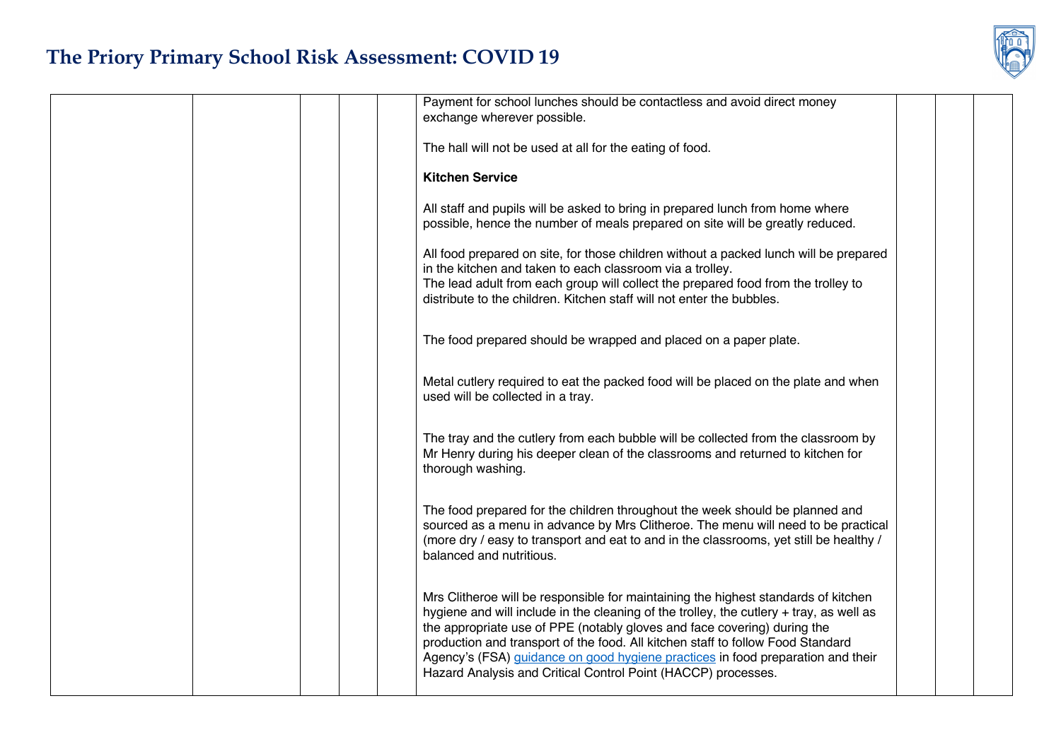| | | | | | | | | |
|---|---|---|---|---|---|---|---|---|
| | | | | | Payment for school lunches should be contactless and avoid direct money exchange wherever possible.<br><br>The hall will not be used at all for the eating of food.<br><br>**Kitchen Service**<br><br>All staff and pupils will be asked to bring in prepared lunch from home where possible, hence the number of meals prepared on site will be greatly reduced.<br><br>All food prepared on site, for those children without a packed lunch will be prepared in the kitchen and taken to each classroom via a trolley.<br>The lead adult from each group will collect the prepared food from the trolley to distribute to the children. Kitchen staff will not enter the bubbles.<br><br>The food prepared should be wrapped and placed on a paper plate.<br><br>Metal cutlery required to eat the packed food will be placed on the plate and when used will be collected in a tray.<br><br>The tray and the cutlery from each bubble will be collected from the classroom by Mr Henry during his deeper clean of the classrooms and returned to kitchen for thorough washing.<br><br>The food prepared for the children throughout the week should be planned and sourced as a menu in advance by Mrs Clitheroe. The menu will need to be practical (more dry / easy to transport and eat to and in the classrooms, yet still be healthy / balanced and nutritious.<br><br>Mrs Clitheroe will be responsible for maintaining the highest standards of kitchen hygiene and will include in the cleaning of the trolley, the cutlery + tray, as well as the appropriate use of PPE (notably gloves and face covering) during the production and transport of the food. All kitchen staff to follow Food Standard Agency's (FSA) guidance on good hygiene practices in food preparation and their Hazard Analysis and Critical Control Point (HACCP) processes. | | | |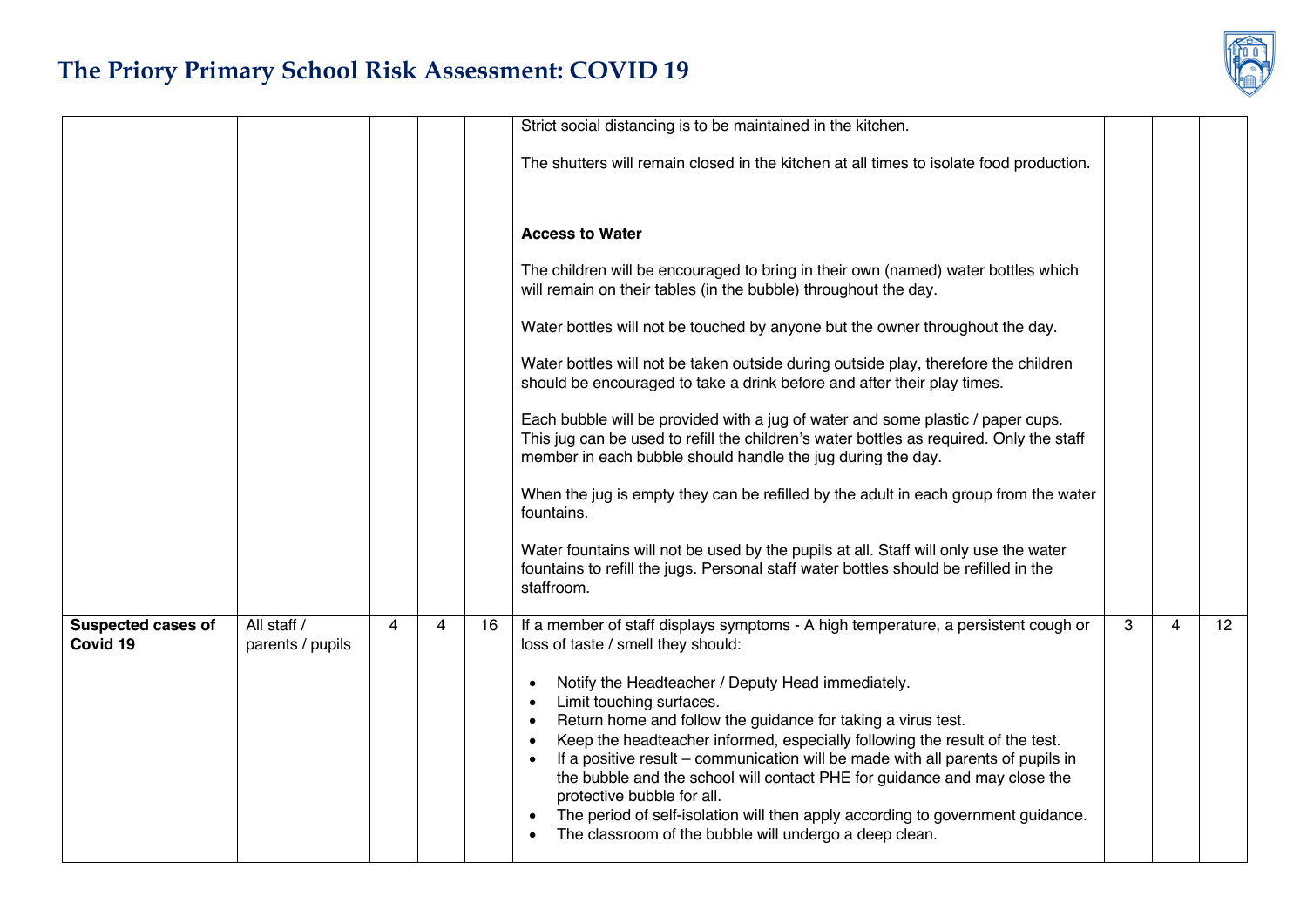| | | | | | | | | |
|---|---|---|---|---|---|---|---|---|
| | | | | | Strict social distancing is to be maintained in the kitchen.<br><br>The shutters will remain closed in the kitchen at all times to isolate food production.<br><br>**Access to Water**<br><br>The children will be encouraged to bring in their own (named) water bottles which will remain on their tables (in the bubble) throughout the day.<br><br>Water bottles will not be touched by anyone but the owner throughout the day.<br><br>Water bottles will not be taken outside during outside play, therefore the children should be encouraged to take a drink before and after their play times.<br><br>Each bubble will be provided with a jug of water and some plastic / paper cups. This jug can be used to refill the children's water bottles as required. Only the staff member in each bubble should handle the jug during the day.<br><br>When the jug is empty they can be refilled by the adult in each group from the water fountains.<br><br>Water fountains will not be used by the pupils at all. Staff will only use the water fountains to refill the jugs. Personal staff water bottles should be refilled in the staffroom. | | | |
| **Suspected cases of Covid 19** | All staff / parents / pupils | 4 | 4 | 16 | If a member of staff displays symptoms - A high temperature, a persistent cough or loss of taste / smell they should:<br><br>• Notify the Headteacher / Deputy Head immediately.<br>• Limit touching surfaces.<br>• Return home and follow the guidance for taking a virus test.<br>• Keep the headteacher informed, especially following the result of the test.<br>• If a positive result – communication will be made with all parents of pupils in the bubble and the school will contact PHE for guidance and may close the protective bubble for all.<br>• The period of self-isolation will then apply according to government guidance.<br>• The classroom of the bubble will undergo a deep clean. | 3 | 4 | 12 |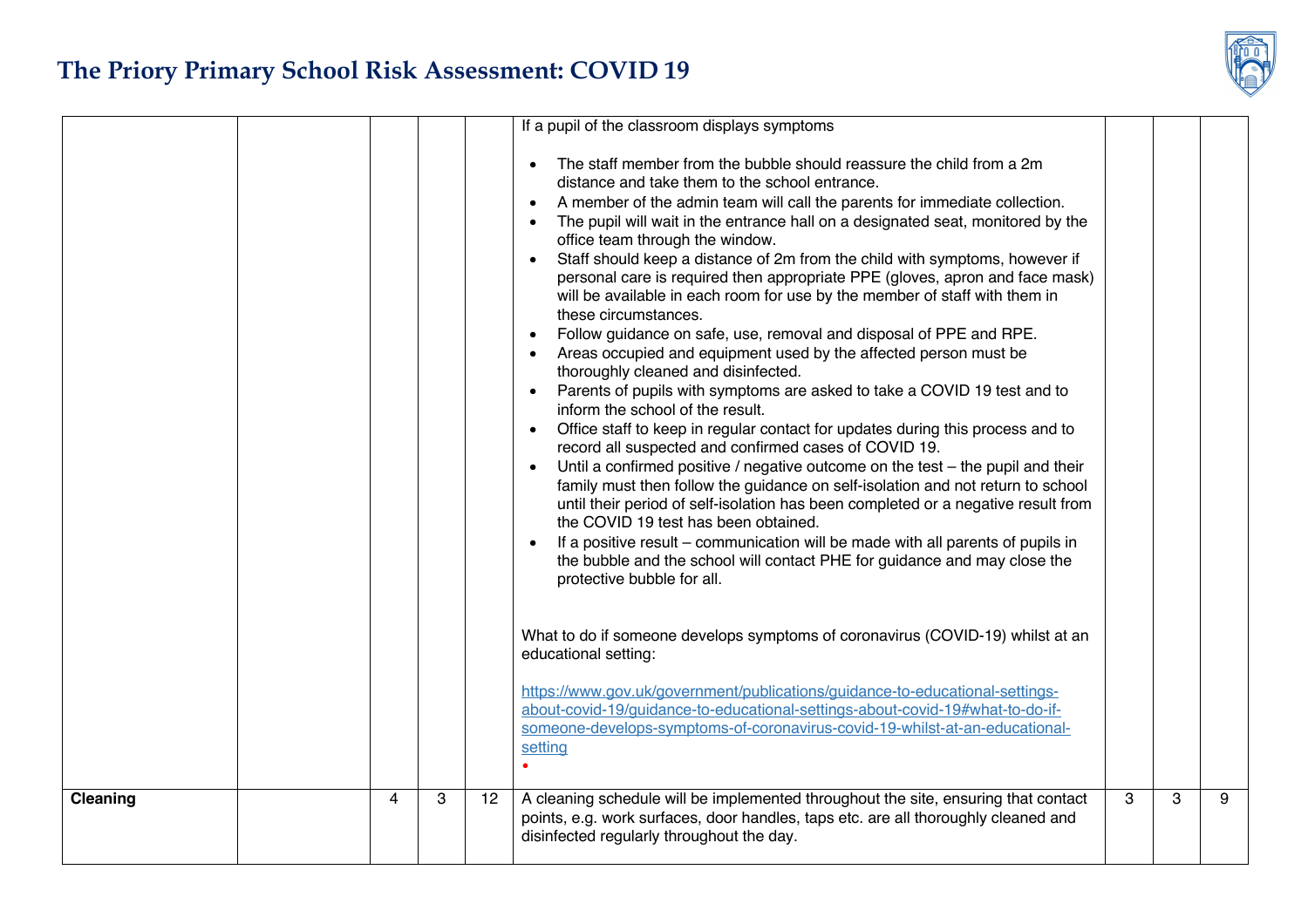# The Priory Primary School Risk Assessment: COVID 19

| | | | | | | | | |
|---|---|---|---|---|---|---|---|---|
| | | | | | If a pupil of the classroom displays symptoms<br><br>• The staff member from the bubble should reassure the child from a 2m distance and take them to the school entrance.<br>• A member of the admin team will call the parents for immediate collection.<br>• The pupil will wait in the entrance hall on a designated seat, monitored by the office team through the window.<br>• Staff should keep a distance of 2m from the child with symptoms, however if personal care is required then appropriate PPE (gloves, apron and face mask) will be available in each room for use by the member of staff with them in these circumstances.<br>• Follow guidance on safe, use, removal and disposal of PPE and RPE.<br>• Areas occupied and equipment used by the affected person must be thoroughly cleaned and disinfected.<br>• Parents of pupils with symptoms are asked to take a COVID 19 test and to inform the school of the result.<br>• Office staff to keep in regular contact for updates during this process and to record all suspected and confirmed cases of COVID 19.<br>• Until a confirmed positive / negative outcome on the test – the pupil and their family must then follow the guidance on self-isolation and not return to school until their period of self-isolation has been completed or a negative result from the COVID 19 test has been obtained.<br>• If a positive result – communication will be made with all parents of pupils in the bubble and the school will contact PHE for guidance and may close the protective bubble for all.<br><br>What to do if someone develops symptoms of coronavirus (COVID-19) whilst at an educational setting:<br><br>https://www.gov.uk/government/publications/guidance-to-educational-settings-about-covid-19/guidance-to-educational-settings-about-covid-19#what-to-do-if-someone-develops-symptoms-of-coronavirus-covid-19-whilst-at-an-educational-setting<br>• | | | |
| **Cleaning** | | 4 | 3 | 12 | A cleaning schedule will be implemented throughout the site, ensuring that contact points, e.g. work surfaces, door handles, taps etc. are all thoroughly cleaned and disinfected regularly throughout the day. | 3 | 3 | 9 |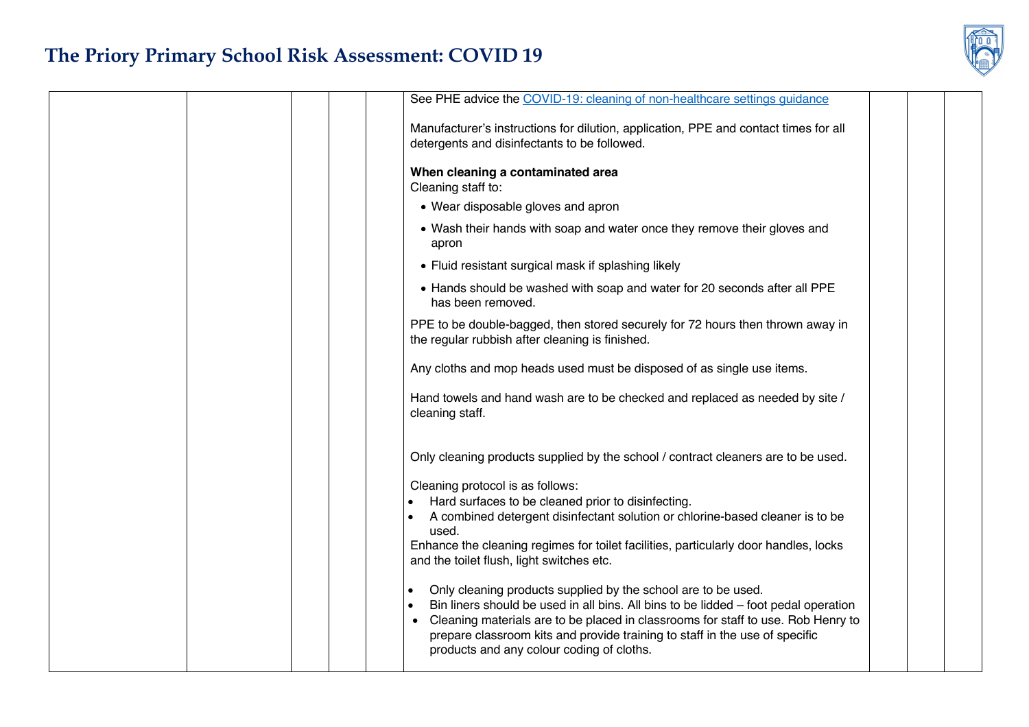| | | | | | | | | |
|---|---|---|---|---|---|---|---|---|
| | | | | | See PHE advice the [COVID-19: cleaning of non-healthcare settings guidance]<br><br>Manufacturer's instructions for dilution, application, PPE and contact times for all detergents and disinfectants to be followed.<br><br>**When cleaning a contaminated area**<br>Cleaning staff to:<br>• Wear disposable gloves and apron<br>• Wash their hands with soap and water once they remove their gloves and apron<br>• Fluid resistant surgical mask if splashing likely<br>• Hands should be washed with soap and water for 20 seconds after all PPE has been removed.<br><br>PPE to be double-bagged, then stored securely for 72 hours then thrown away in the regular rubbish after cleaning is finished.<br><br>Any cloths and mop heads used must be disposed of as single use items.<br><br>Hand towels and hand wash are to be checked and replaced as needed by site / cleaning staff.<br><br>Only cleaning products supplied by the school / contract cleaners are to be used.<br><br>Cleaning protocol is as follows:<br>• Hard surfaces to be cleaned prior to disinfecting.<br>• A combined detergent disinfectant solution or chlorine-based cleaner is to be used.<br>Enhance the cleaning regimes for toilet facilities, particularly door handles, locks and the toilet flush, light switches etc.<br><br>• Only cleaning products supplied by the school are to be used.<br>• Bin liners should be used in all bins. All bins to be lidded – foot pedal operation<br>• Cleaning materials are to be placed in classrooms for staff to use. Rob Henry to prepare classroom kits and provide training to staff in the use of specific products and any colour coding of cloths. | | | |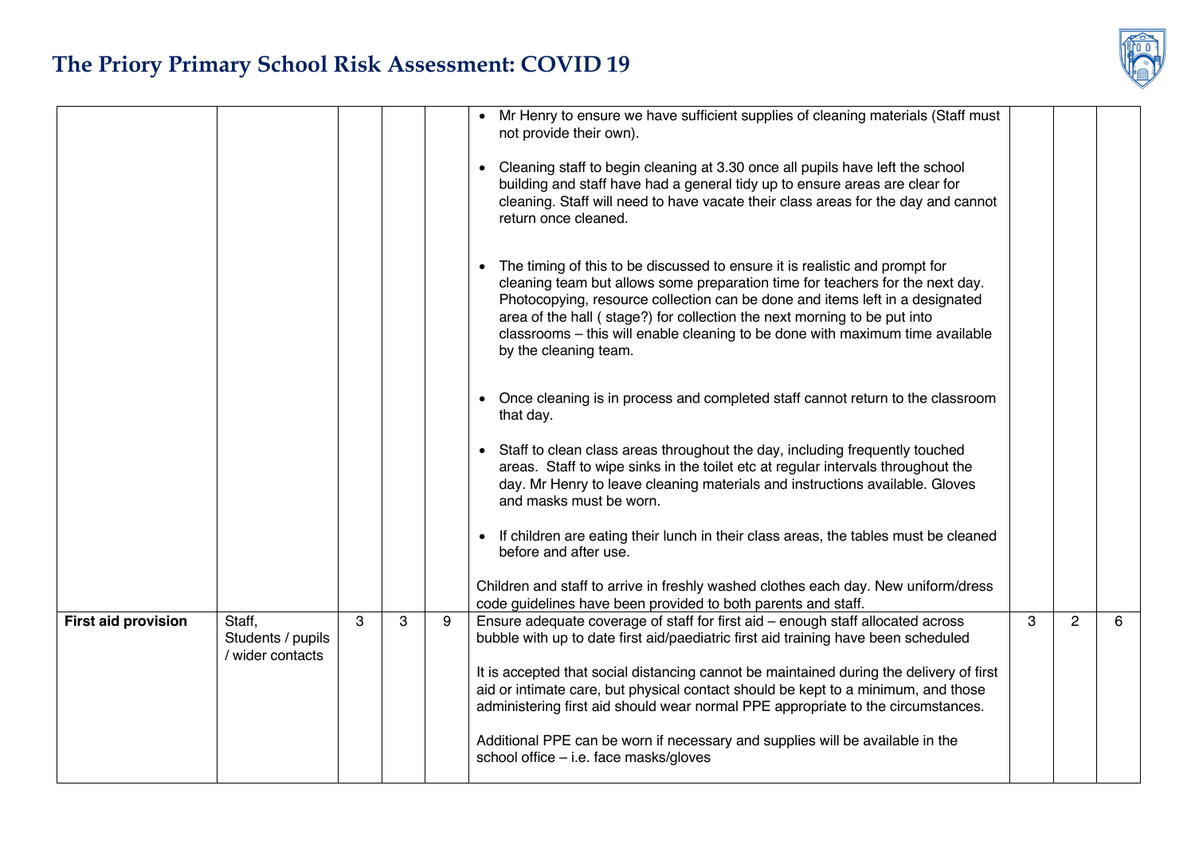# The Priory Primary School Risk Assessment: COVID 19

| | | | | | | | | |
|---|---|---|---|---|---|---|---|---|
| | | | | | • Mr Henry to ensure we have sufficient supplies of cleaning materials (Staff must not provide their own).<br><br>• Cleaning staff to begin cleaning at 3.30 once all pupils have left the school building and staff have had a general tidy up to ensure areas are clear for cleaning. Staff will need to have vacate their class areas for the day and cannot return once cleaned.<br><br>• The timing of this to be discussed to ensure it is realistic and prompt for cleaning team but allows some preparation time for teachers for the next day. Photocopying, resource collection can be done and items left in a designated area of the hall ( stage?) for collection the next morning to be put into classrooms – this will enable cleaning to be done with maximum time available by the cleaning team.<br><br>• Once cleaning is in process and completed staff cannot return to the classroom that day.<br><br>• Staff to clean class areas throughout the day, including frequently touched areas. Staff to wipe sinks in the toilet etc at regular intervals throughout the day. Mr Henry to leave cleaning materials and instructions available. Gloves and masks must be worn.<br><br>• If children are eating their lunch in their class areas, the tables must be cleaned before and after use.<br><br>Children and staff to arrive in freshly washed clothes each day. New uniform/dress code guidelines have been provided to both parents and staff. | | | |
| **First aid provision** | Staff, Students / pupils / wider contacts | 3 | 3 | 9 | Ensure adequate coverage of staff for first aid – enough staff allocated across bubble with up to date first aid/paediatric first aid training have been scheduled<br><br>It is accepted that social distancing cannot be maintained during the delivery of first aid or intimate care, but physical contact should be kept to a minimum, and those administering first aid should wear normal PPE appropriate to the circumstances.<br><br>Additional PPE can be worn if necessary and supplies will be available in the school office – i.e. face masks/gloves | 3 | 2 | 6 |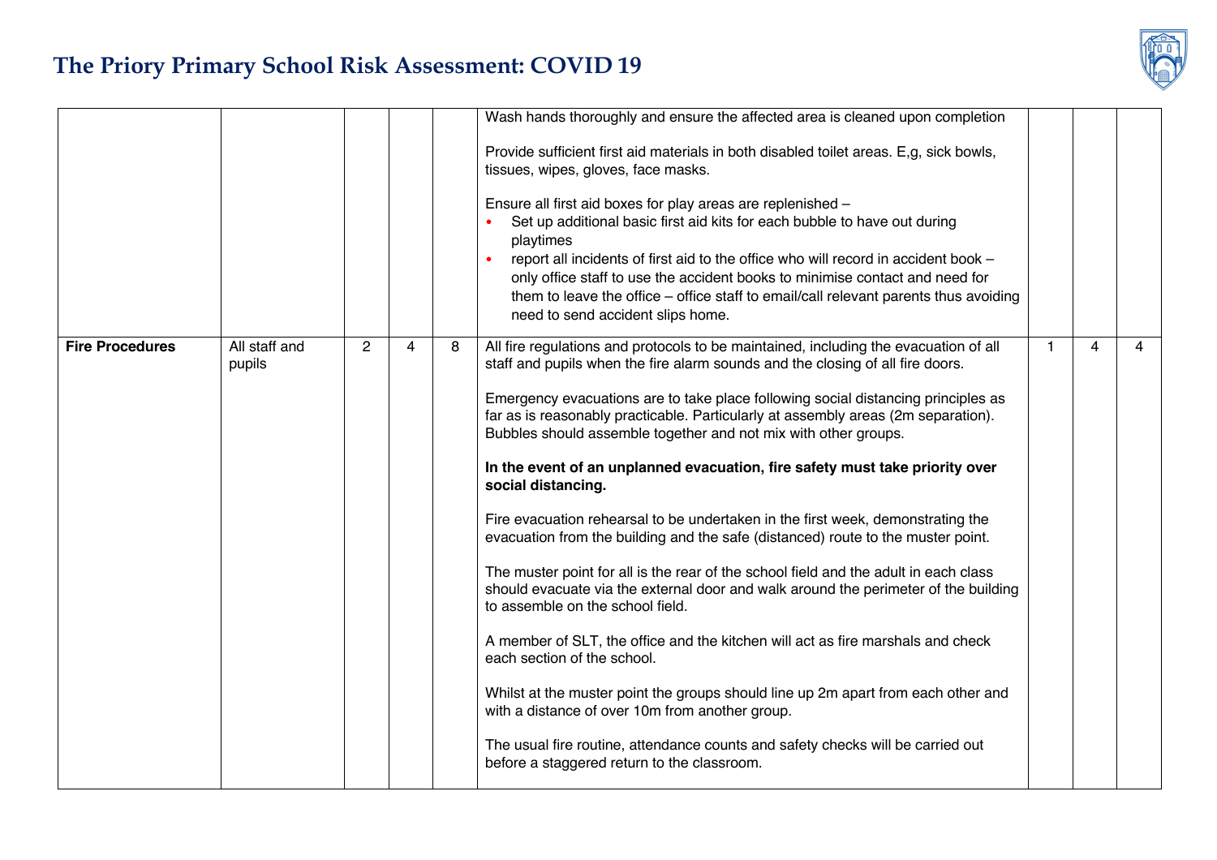| | | | | | | | | |
|---|---|---|---|---|---|---|---|---|
| | | | | | Wash hands thoroughly and ensure the affected area is cleaned upon completion<br><br>Provide sufficient first aid materials in both disabled toilet areas. E,g, sick bowls, tissues, wipes, gloves, face masks.<br><br>Ensure all first aid boxes for play areas are replenished –<br>• Set up additional basic first aid kits for each bubble to have out during playtimes<br>• report all incidents of first aid to the office who will record in accident book – only office staff to use the accident books to minimise contact and need for them to leave the office – office staff to email/call relevant parents thus avoiding need to send accident slips home. | | | |
| **Fire Procedures** | All staff and pupils | 2 | 4 | 8 | All fire regulations and protocols to be maintained, including the evacuation of all staff and pupils when the fire alarm sounds and the closing of all fire doors.<br><br>Emergency evacuations are to take place following social distancing principles as far as is reasonably practicable. Particularly at assembly areas (2m separation). Bubbles should assemble together and not mix with other groups.<br><br>**In the event of an unplanned evacuation, fire safety must take priority over social distancing.**<br><br>Fire evacuation rehearsal to be undertaken in the first week, demonstrating the evacuation from the building and the safe (distanced) route to the muster point.<br><br>The muster point for all is the rear of the school field and the adult in each class should evacuate via the external door and walk around the perimeter of the building to assemble on the school field.<br><br>A member of SLT, the office and the kitchen will act as fire marshals and check each section of the school.<br><br>Whilst at the muster point the groups should line up 2m apart from each other and with a distance of over 10m from another group.<br><br>The usual fire routine, attendance counts and safety checks will be carried out before a staggered return to the classroom. | 1 | 4 | 4 |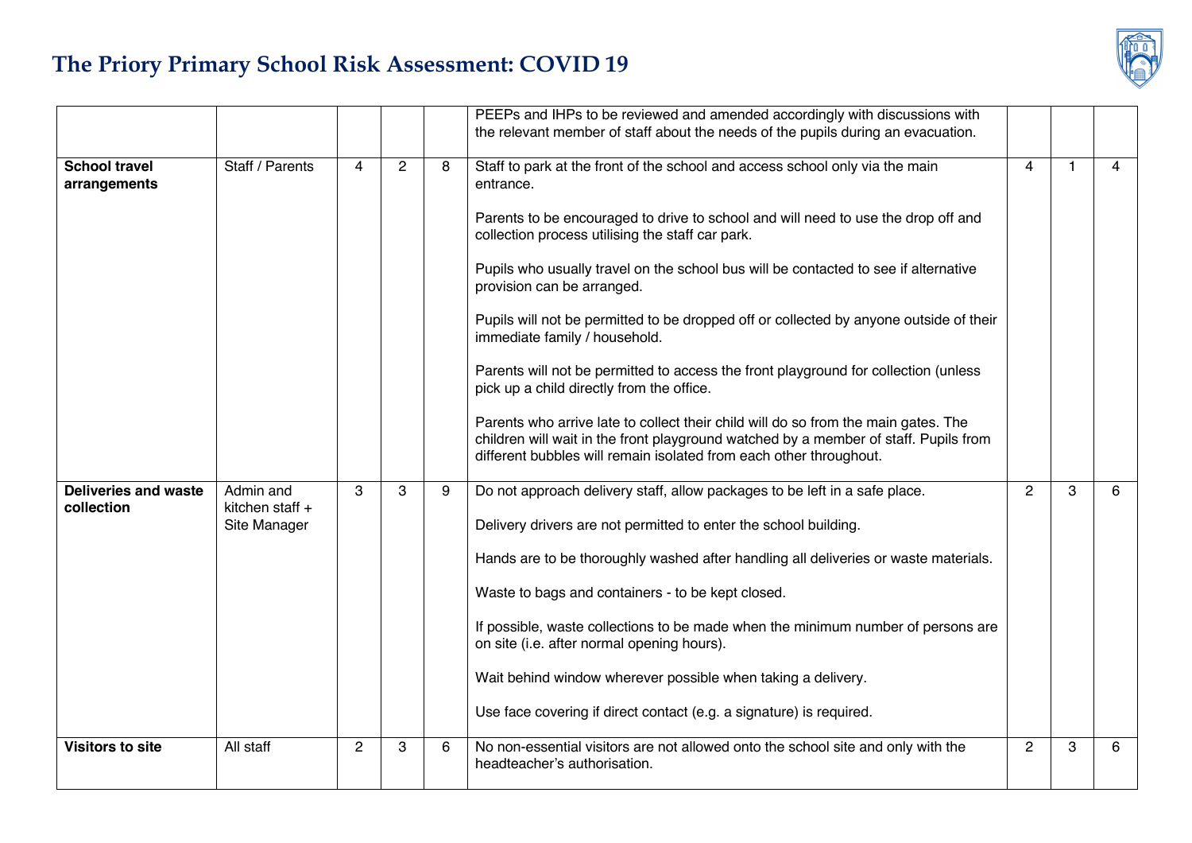# The Priory Primary School Risk Assessment: COVID 19

| | | | | | | | | |
|---|---|---|---|---|---|---|---|---|
| | | | | | PEEPs and IHPs to be reviewed and amended accordingly with discussions with the relevant member of staff about the needs of the pupils during an evacuation. | | | |
| **School travel arrangements** | Staff / Parents | 4 | 2 | 8 | Staff to park at the front of the school and access school only via the main entrance.<br><br>Parents to be encouraged to drive to school and will need to use the drop off and collection process utilising the staff car park.<br><br>Pupils who usually travel on the school bus will be contacted to see if alternative provision can be arranged.<br><br>Pupils will not be permitted to be dropped off or collected by anyone outside of their immediate family / household.<br><br>Parents will not be permitted to access the front playground for collection (unless pick up a child directly from the office.<br><br>Parents who arrive late to collect their child will do so from the main gates. The children will wait in the front playground watched by a member of staff. Pupils from different bubbles will remain isolated from each other throughout. | 4 | 1 | 4 |
| **Deliveries and waste collection** | Admin and kitchen staff + Site Manager | 3 | 3 | 9 | Do not approach delivery staff, allow packages to be left in a safe place.<br><br>Delivery drivers are not permitted to enter the school building.<br><br>Hands are to be thoroughly washed after handling all deliveries or waste materials.<br><br>Waste to bags and containers - to be kept closed.<br><br>If possible, waste collections to be made when the minimum number of persons are on site (i.e. after normal opening hours).<br><br>Wait behind window wherever possible when taking a delivery.<br><br>Use face covering if direct contact (e.g. a signature) is required. | 2 | 3 | 6 |
| **Visitors to site** | All staff | 2 | 3 | 6 | No non-essential visitors are not allowed onto the school site and only with the headteacher's authorisation. | 2 | 3 | 6 |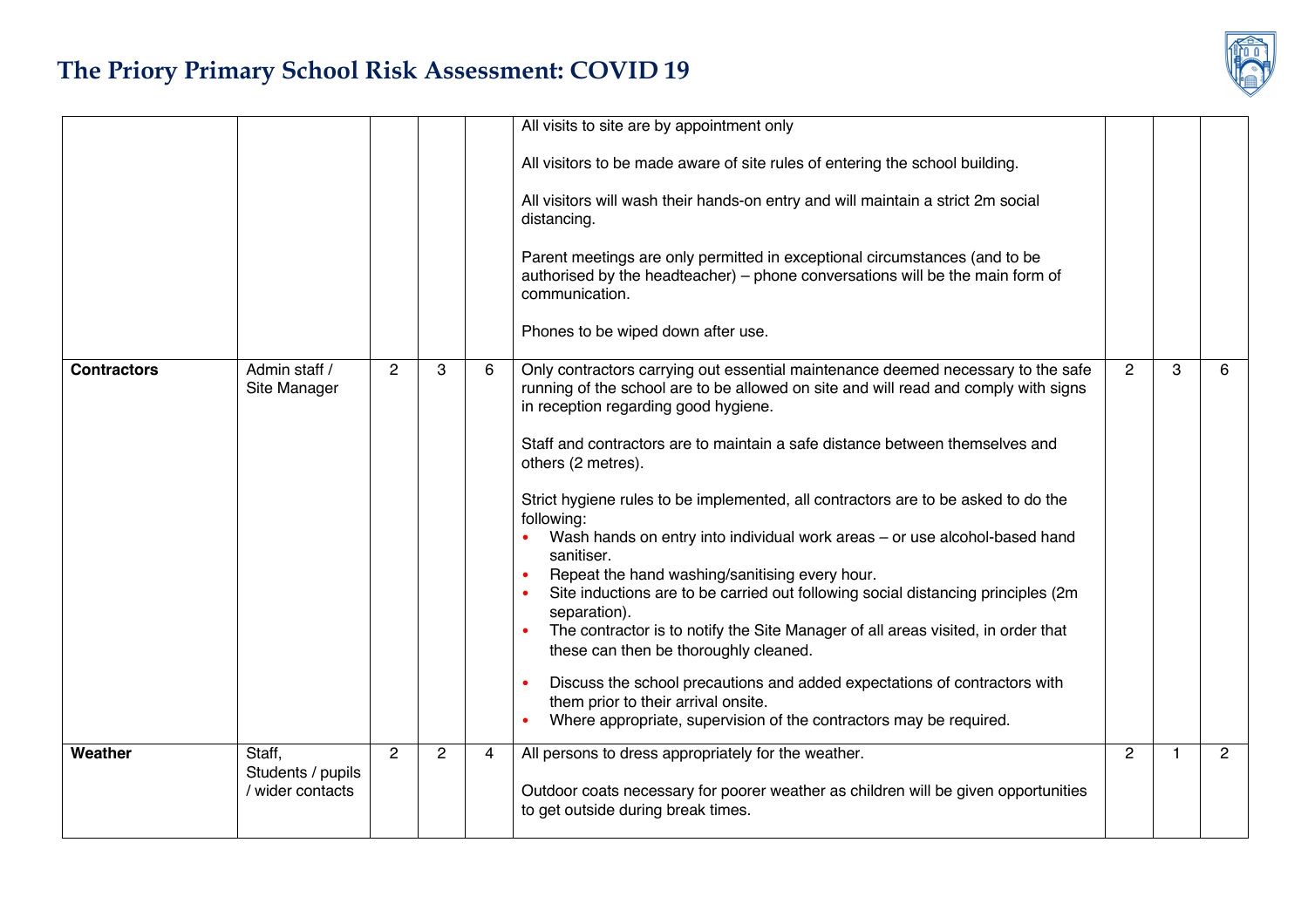# The Priory Primary School Risk Assessment: COVID 19

| | | | | | | | | |
|---|---|---|---|---|---|---|---|---|
| | | | | | All visits to site are by appointment only<br><br>All visitors to be made aware of site rules of entering the school building.<br><br>All visitors will wash their hands-on entry and will maintain a strict 2m social distancing.<br><br>Parent meetings are only permitted in exceptional circumstances (and to be authorised by the headteacher) – phone conversations will be the main form of communication.<br><br>Phones to be wiped down after use. | | | |
| **Contractors** | Admin staff / Site Manager | 2 | 3 | 6 | Only contractors carrying out essential maintenance deemed necessary to the safe running of the school are to be allowed on site and will read and comply with signs in reception regarding good hygiene.<br><br>Staff and contractors are to maintain a safe distance between themselves and others (2 metres).<br><br>Strict hygiene rules to be implemented, all contractors are to be asked to do the following:<br>• Wash hands on entry into individual work areas – or use alcohol-based hand sanitiser.<br>• Repeat the hand washing/sanitising every hour.<br>• Site inductions are to be carried out following social distancing principles (2m separation).<br>• The contractor is to notify the Site Manager of all areas visited, in order that these can then be thoroughly cleaned.<br><br>• Discuss the school precautions and added expectations of contractors with them prior to their arrival onsite.<br>• Where appropriate, supervision of the contractors may be required. | 2 | 3 | 6 |
| **Weather** | Staff, Students / pupils / wider contacts | 2 | 2 | 4 | All persons to dress appropriately for the weather.<br><br>Outdoor coats necessary for poorer weather as children will be given opportunities to get outside during break times. | 2 | 1 | 2 |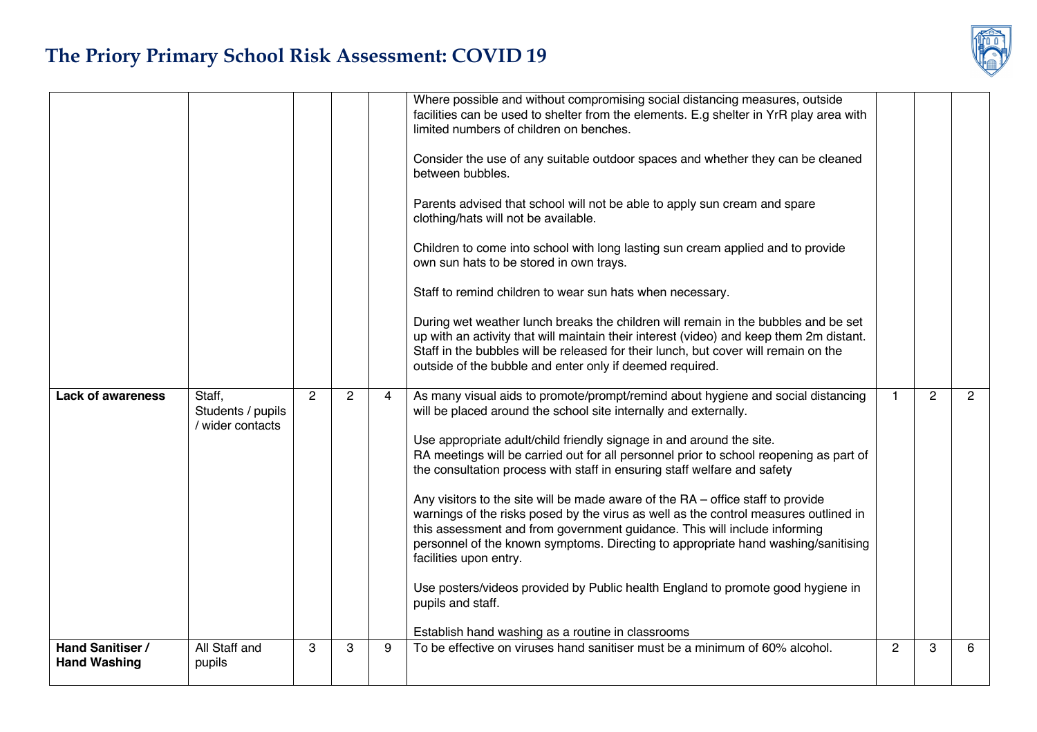# The Priory Primary School Risk Assessment: COVID 19

| | | | | | | | | |
|---|---|---|---|---|---|---|---|---|
| | | | | | Where possible and without compromising social distancing measures, outside facilities can be used to shelter from the elements. E.g shelter in YrR play area with limited numbers of children on benches.<br><br>Consider the use of any suitable outdoor spaces and whether they can be cleaned between bubbles.<br><br>Parents advised that school will not be able to apply sun cream and spare clothing/hats will not be available.<br><br>Children to come into school with long lasting sun cream applied and to provide own sun hats to be stored in own trays.<br><br>Staff to remind children to wear sun hats when necessary.<br><br>During wet weather lunch breaks the children will remain in the bubbles and be set up with an activity that will maintain their interest (video) and keep them 2m distant. Staff in the bubbles will be released for their lunch, but cover will remain on the outside of the bubble and enter only if deemed required. | | | |
| **Lack of awareness** | Staff, Students / pupils / wider contacts | 2 | 2 | 4 | As many visual aids to promote/prompt/remind about hygiene and social distancing will be placed around the school site internally and externally.<br><br>Use appropriate adult/child friendly signage in and around the site.<br>RA meetings will be carried out for all personnel prior to school reopening as part of the consultation process with staff in ensuring staff welfare and safety<br><br>Any visitors to the site will be made aware of the RA – office staff to provide warnings of the risks posed by the virus as well as the control measures outlined in this assessment and from government guidance. This will include informing personnel of the known symptoms. Directing to appropriate hand washing/sanitising facilities upon entry.<br><br>Use posters/videos provided by Public health England to promote good hygiene in pupils and staff.<br><br>Establish hand washing as a routine in classrooms | 1 | 2 | 2 |
| **Hand Sanitiser / Hand Washing** | All Staff and pupils | 3 | 3 | 9 | To be effective on viruses hand sanitiser must be a minimum of 60% alcohol. | 2 | 3 | 6 |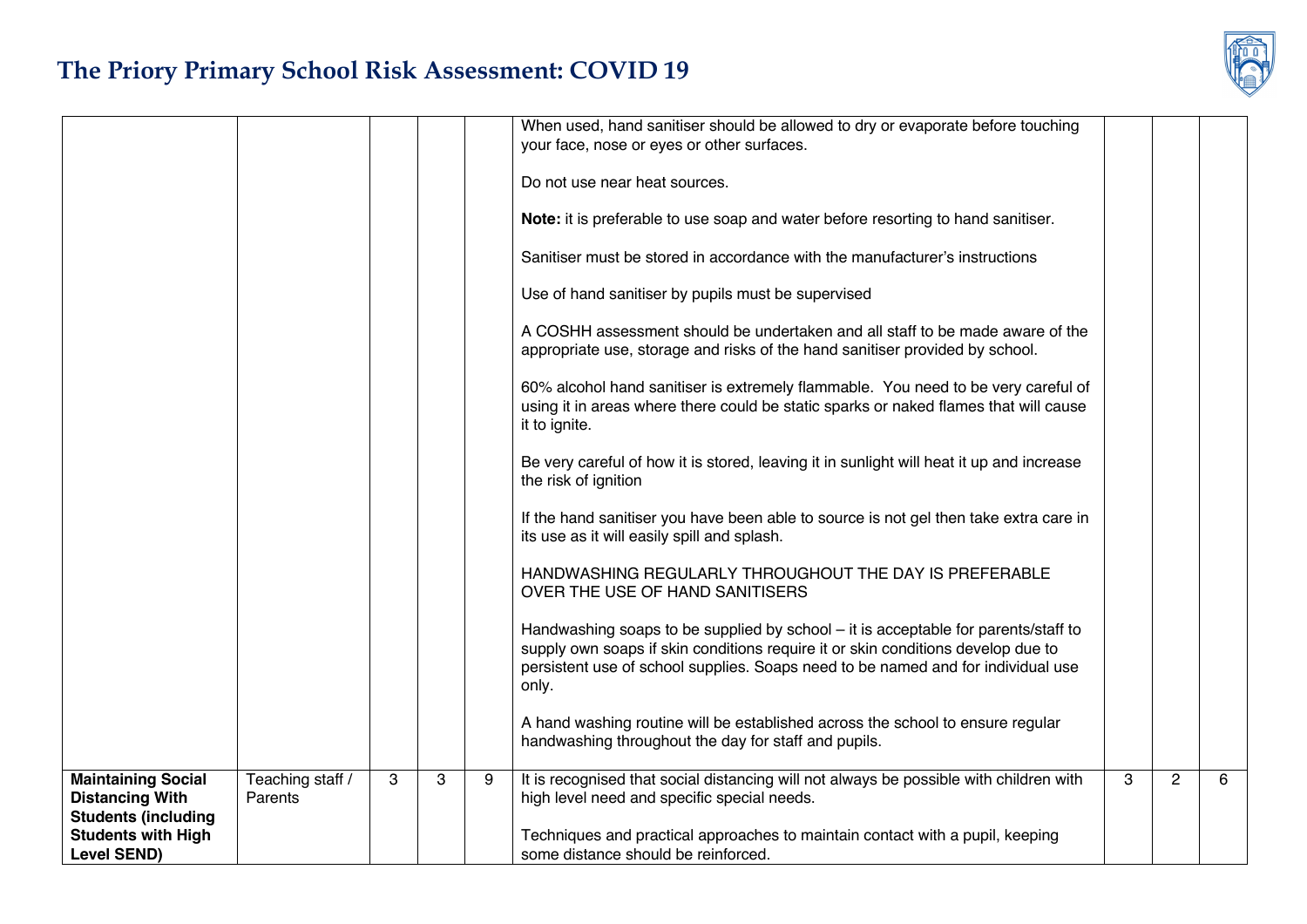| | | | | | | | | |
|---|---|---|---|---|---|---|---|---|
| | | | | | When used, hand sanitiser should be allowed to dry or evaporate before touching your face, nose or eyes or other surfaces.<br><br>Do not use near heat sources.<br><br>**Note:** it is preferable to use soap and water before resorting to hand sanitiser.<br><br>Sanitiser must be stored in accordance with the manufacturer's instructions<br><br>Use of hand sanitiser by pupils must be supervised<br><br>A COSHH assessment should be undertaken and all staff to be made aware of the appropriate use, storage and risks of the hand sanitiser provided by school.<br><br>60% alcohol hand sanitiser is extremely flammable. You need to be very careful of using it in areas where there could be static sparks or naked flames that will cause it to ignite.<br><br>Be very careful of how it is stored, leaving it in sunlight will heat it up and increase the risk of ignition<br><br>If the hand sanitiser you have been able to source is not gel then take extra care in its use as it will easily spill and splash.<br><br>HANDWASHING REGULARLY THROUGHOUT THE DAY IS PREFERABLE OVER THE USE OF HAND SANITISERS<br><br>Handwashing soaps to be supplied by school – it is acceptable for parents/staff to supply own soaps if skin conditions require it or skin conditions develop due to persistent use of school supplies. Soaps need to be named and for individual use only.<br><br>A hand washing routine will be established across the school to ensure regular handwashing throughout the day for staff and pupils. | | | |
| **Maintaining Social Distancing With Students (including Students with High Level SEND)** | Teaching staff / Parents | 3 | 3 | 9 | It is recognised that social distancing will not always be possible with children with high level need and specific special needs.<br><br>Techniques and practical approaches to maintain contact with a pupil, keeping some distance should be reinforced. | 3 | 2 | 6 |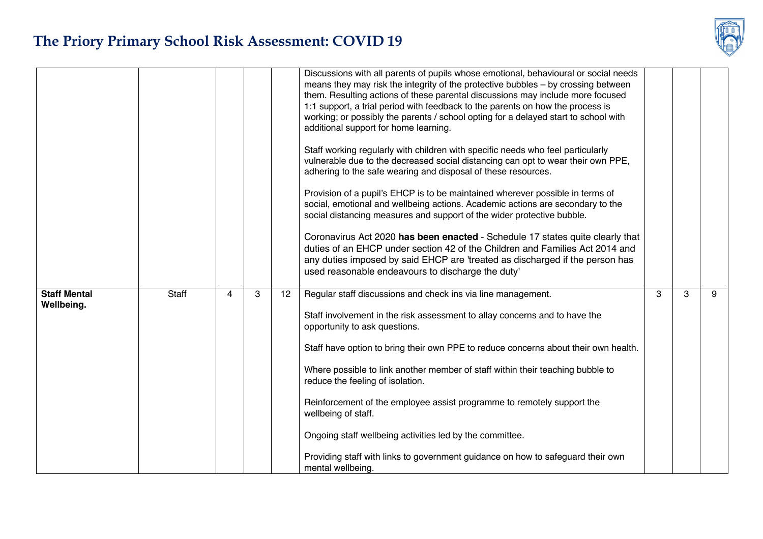| | | | | | | | | |
|---|---|---|---|---|---|---|---|---|
| | | | | | Discussions with all parents of pupils whose emotional, behavioural or social needs means they may risk the integrity of the protective bubbles – by crossing between them. Resulting actions of these parental discussions may include more focused 1:1 support, a trial period with feedback to the parents on how the process is working; or possibly the parents / school opting for a delayed start to school with additional support for home learning.<br><br>Staff working regularly with children with specific needs who feel particularly vulnerable due to the decreased social distancing can opt to wear their own PPE, adhering to the safe wearing and disposal of these resources.<br><br>Provision of a pupil's EHCP is to be maintained wherever possible in terms of social, emotional and wellbeing actions. Academic actions are secondary to the social distancing measures and support of the wider protective bubble.<br><br>Coronavirus Act 2020 **has been enacted** - Schedule 17 states quite clearly that duties of an EHCP under section 42 of the Children and Families Act 2014 and any duties imposed by said EHCP are 'treated as discharged if the person has used reasonable endeavours to discharge the duty' | | | |
| **Staff Mental Wellbeing.** | Staff | 4 | 3 | 12 | Regular staff discussions and check ins via line management.<br><br>Staff involvement in the risk assessment to allay concerns and to have the opportunity to ask questions.<br><br>Staff have option to bring their own PPE to reduce concerns about their own health.<br><br>Where possible to link another member of staff within their teaching bubble to reduce the feeling of isolation.<br><br>Reinforcement of the employee assist programme to remotely support the wellbeing of staff.<br><br>Ongoing staff wellbeing activities led by the committee.<br><br>Providing staff with links to government guidance on how to safeguard their own mental wellbeing. | 3 | 3 | 9 |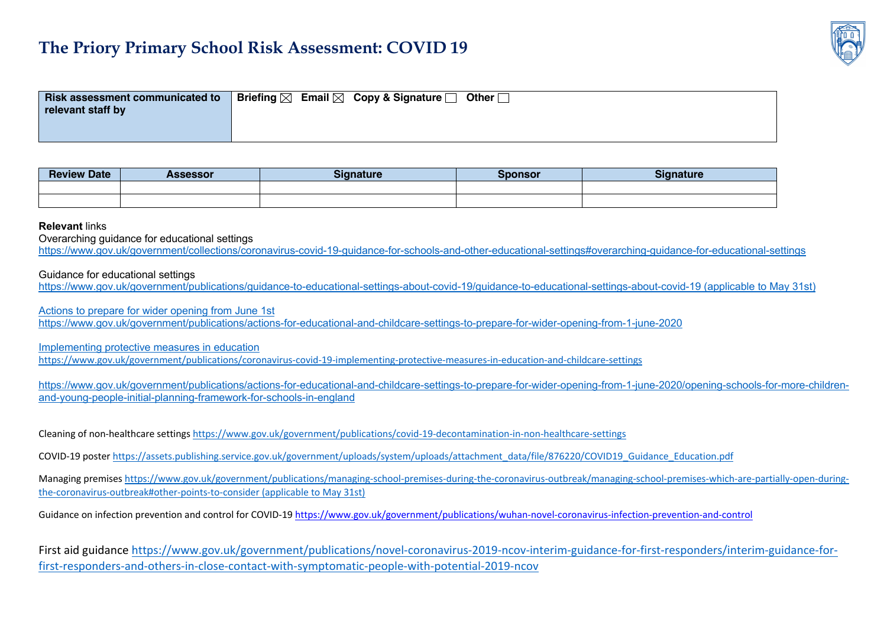# The Priory Primary School Risk Assessment: COVID 19

| | |
|---|---|
| **Risk assessment communicated to relevant staff by** | **Briefing** ☒ **Email** ☒ **Copy & Signature** ☐ **Other** ☐ |

| Review Date | Assessor | Signature | Sponsor | Signature |
|---|---|---|---|---|
| | | | | |
| | | | | |

**Relevant** links

Overarching guidance for educational settings
https://www.gov.uk/government/collections/coronavirus-covid-19-guidance-for-schools-and-other-educational-settings#overarching-guidance-for-educational-settings

Guidance for educational settings
https://www.gov.uk/government/publications/guidance-to-educational-settings-about-covid-19/guidance-to-educational-settings-about-covid-19 (applicable to May 31st)

Actions to prepare for wider opening from June 1st
https://www.gov.uk/government/publications/actions-for-educational-and-childcare-settings-to-prepare-for-wider-opening-from-1-june-2020

Implementing protective measures in education
https://www.gov.uk/government/publications/coronavirus-covid-19-implementing-protective-measures-in-education-and-childcare-settings

https://www.gov.uk/government/publications/actions-for-educational-and-childcare-settings-to-prepare-for-wider-opening-from-1-june-2020/opening-schools-for-more-children-and-young-people-initial-planning-framework-for-schools-in-england

Cleaning of non-healthcare settings https://www.gov.uk/government/publications/covid-19-decontamination-in-non-healthcare-settings

COVID-19 poster https://assets.publishing.service.gov.uk/government/uploads/system/uploads/attachment_data/file/876220/COVID19_Guidance_Education.pdf

Managing premises https://www.gov.uk/government/publications/managing-school-premises-during-the-coronavirus-outbreak/managing-school-premises-which-are-partially-open-during-the-coronavirus-outbreak#other-points-to-consider (applicable to May 31st)

Guidance on infection prevention and control for COVID-19 https://www.gov.uk/government/publications/wuhan-novel-coronavirus-infection-prevention-and-control

First aid guidance https://www.gov.uk/government/publications/novel-coronavirus-2019-ncov-interim-guidance-for-first-responders/interim-guidance-for-first-responders-and-others-in-close-contact-with-symptomatic-people-with-potential-2019-ncov